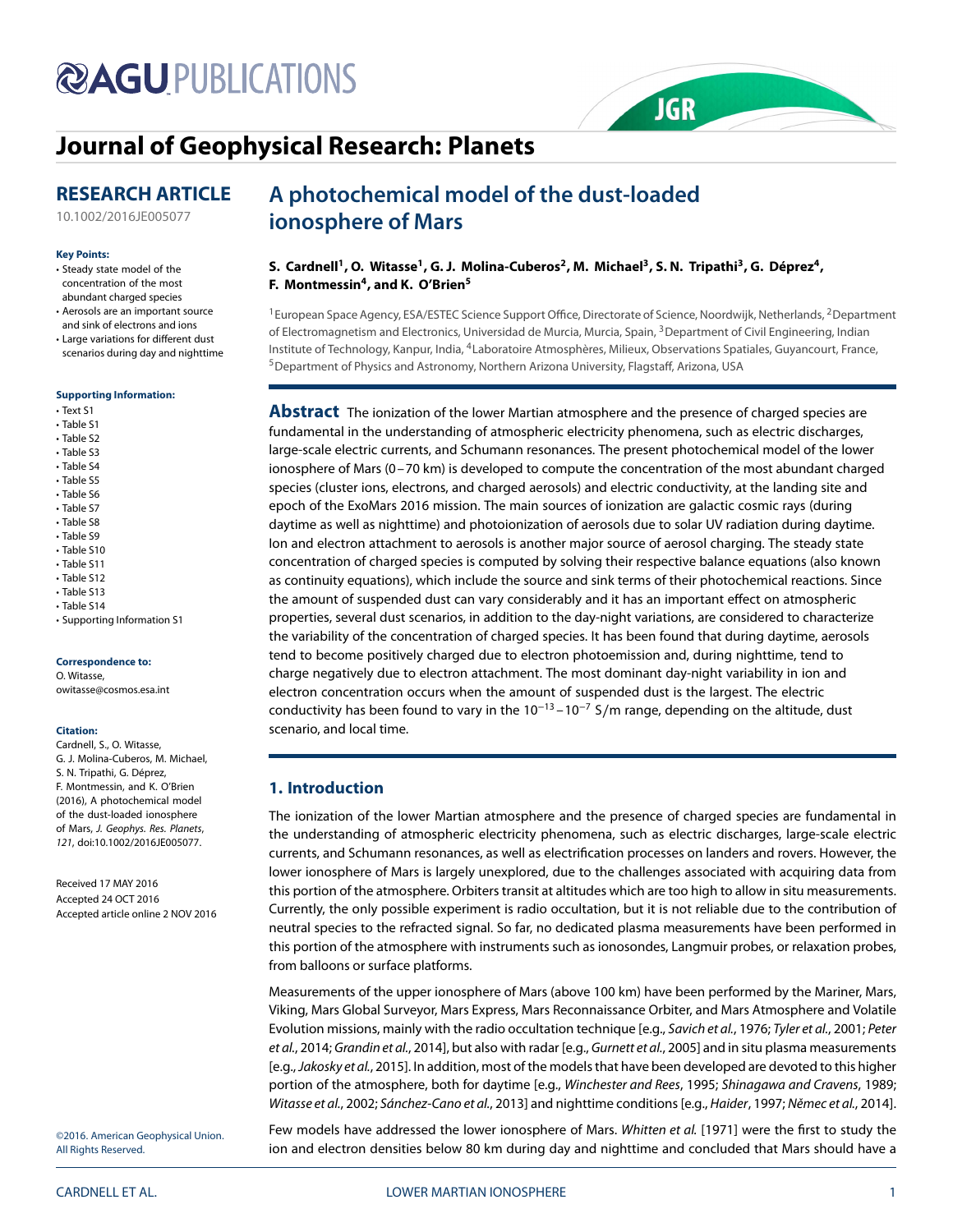# Journal of Geophysical Research: Planets

## RESEARCH ARTICLE

10.1002/2016JE005077

**Key Points:**

- Steady state model of the concentration of the most abundant charged species
- Aerosols are an important source and sink of electrons and ions
- Large variations for different dust scenarios during day and nighttime

**Supporting Information:**

- Text S1
- Table S1
- Table S2
- Table S3
- Table S4
- Table S5
- Table S6
- Table S7
- Table S8
- Table S9
- Table S10
- Table S11
- Table S12
- Table S13
- Table S14
- Supporting Information S1

**Correspondence to:**
O. Witasse,
owitasse@cosmos.esa.int

**Citation:**
Cardnell, S., O. Witasse, G. J. Molina-Cuberos, M. Michael, S. N. Tripathi, G. Déprez, F. Montmessin, and K. O'Brien (2016), A photochemical model of the dust-loaded ionosphere of Mars, *J. Geophys. Res. Planets*, *121*, doi:10.1002/2016JE005077.

Received 17 MAY 2016
Accepted 24 OCT 2016
Accepted article online 2 NOV 2016

©2016. American Geophysical Union. All Rights Reserved.

# A photochemical model of the dust-loaded ionosphere of Mars

**S. Cardnell[1], O. Witasse[1], G. J. Molina-Cuberos[2], M. Michael[3], S. N. Tripathi[3], G. Déprez[4], F. Montmessin[4], and K. O'Brien[5]**

[1]European Space Agency, ESA/ESTEC Science Support Office, Directorate of Science, Noordwijk, Netherlands, [2]Department of Electromagnetism and Electronics, Universidad de Murcia, Murcia, Spain, [3]Department of Civil Engineering, Indian Institute of Technology, Kanpur, India, [4]Laboratoire Atmosphères, Milieux, Observations Spatiales, Guyancourt, France, [5]Department of Physics and Astronomy, Northern Arizona University, Flagstaff, Arizona, USA

**Abstract** The ionization of the lower Martian atmosphere and the presence of charged species are fundamental in the understanding of atmospheric electricity phenomena, such as electric discharges, large-scale electric currents, and Schumann resonances. The present photochemical model of the lower ionosphere of Mars (0–70 km) is developed to compute the concentration of the most abundant charged species (cluster ions, electrons, and charged aerosols) and electric conductivity, at the landing site and epoch of the ExoMars 2016 mission. The main sources of ionization are galactic cosmic rays (during daytime as well as nighttime) and photoionization of aerosols due to solar UV radiation during daytime. Ion and electron attachment to aerosols is another major source of aerosol charging. The steady state concentration of charged species is computed by solving their respective balance equations (also known as continuity equations), which include the source and sink terms of their photochemical reactions. Since the amount of suspended dust can vary considerably and it has an important effect on atmospheric properties, several dust scenarios, in addition to the day-night variations, are considered to characterize the variability of the concentration of charged species. It has been found that during daytime, aerosols tend to become positively charged due to electron photoemission and, during nighttime, tend to charge negatively due to electron attachment. The most dominant day-night variability in ion and electron concentration occurs when the amount of suspended dust is the largest. The electric conductivity has been found to vary in the $10^{-13}$–$10^{-7}$ S/m range, depending on the altitude, dust scenario, and local time.

## 1. Introduction

The ionization of the lower Martian atmosphere and the presence of charged species are fundamental in the understanding of atmospheric electricity phenomena, such as electric discharges, large-scale electric currents, and Schumann resonances, as well as electrification processes on landers and rovers. However, the lower ionosphere of Mars is largely unexplored, due to the challenges associated with acquiring data from this portion of the atmosphere. Orbiters transit at altitudes which are too high to allow in situ measurements. Currently, the only possible experiment is radio occultation, but it is not reliable due to the contribution of neutral species to the refracted signal. So far, no dedicated plasma measurements have been performed in this portion of the atmosphere with instruments such as ionosondes, Langmuir probes, or relaxation probes, from balloons or surface platforms.

Measurements of the upper ionosphere of Mars (above 100 km) have been performed by the Mariner, Mars, Viking, Mars Global Surveyor, Mars Express, Mars Reconnaissance Orbiter, and Mars Atmosphere and Volatile Evolution missions, mainly with the radio occultation technique [e.g., *Savich et al.*, 1976; *Tyler et al.*, 2001; *Peter et al.*, 2014; *Grandin et al.*, 2014], but also with radar [e.g., *Gurnett et al.*, 2005] and in situ plasma measurements [e.g., *Jakosky et al.*, 2015]. In addition, most of the models that have been developed are devoted to this higher portion of the atmosphere, both for daytime [e.g., *Winchester and Rees*, 1995; *Shinagawa and Cravens*, 1989; *Witasse et al.*, 2002; *Sánchez-Cano et al.*, 2013] and nighttime conditions [e.g., *Haider*, 1997; *Němec et al.*, 2014].

Few models have addressed the lower ionosphere of Mars. *Whitten et al.* [1971] were the first to study the ion and electron densities below 80 km during day and nighttime and concluded that Mars should have a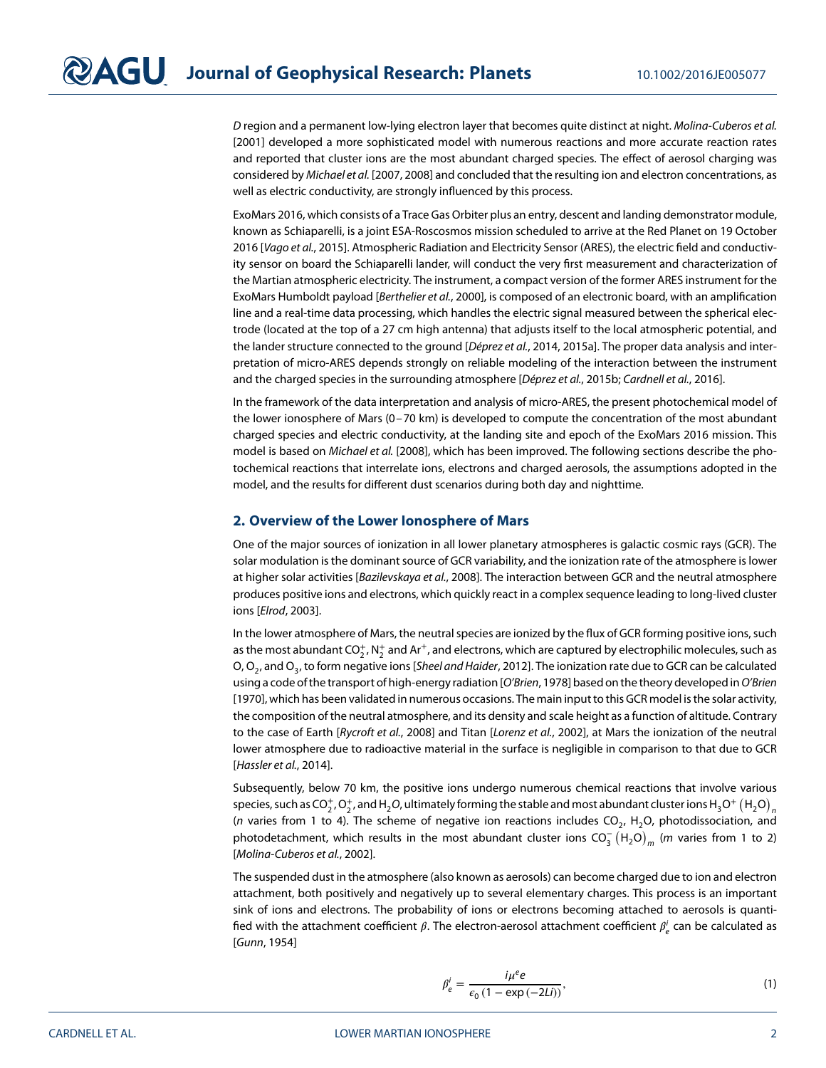*D* region and a permanent low-lying electron layer that becomes quite distinct at night. *Molina-Cuberos et al.* [2001] developed a more sophisticated model with numerous reactions and more accurate reaction rates and reported that cluster ions are the most abundant charged species. The effect of aerosol charging was considered by *Michael et al.* [2007, 2008] and concluded that the resulting ion and electron concentrations, as well as electric conductivity, are strongly influenced by this process.

ExoMars 2016, which consists of a Trace Gas Orbiter plus an entry, descent and landing demonstrator module, known as Schiaparelli, is a joint ESA-Roscosmos mission scheduled to arrive at the Red Planet on 19 October 2016 [*Vago et al.*, 2015]. Atmospheric Radiation and Electricity Sensor (ARES), the electric field and conductivity sensor on board the Schiaparelli lander, will conduct the very first measurement and characterization of the Martian atmospheric electricity. The instrument, a compact version of the former ARES instrument for the ExoMars Humboldt payload [*Berthelier et al.*, 2000], is composed of an electronic board, with an amplification line and a real-time data processing, which handles the electric signal measured between the spherical electrode (located at the top of a 27 cm high antenna) that adjusts itself to the local atmospheric potential, and the lander structure connected to the ground [*Déprez et al.*, 2014, 2015a]. The proper data analysis and interpretation of micro-ARES depends strongly on reliable modeling of the interaction between the instrument and the charged species in the surrounding atmosphere [*Déprez et al.*, 2015b; *Cardnell et al.*, 2016].

In the framework of the data interpretation and analysis of micro-ARES, the present photochemical model of the lower ionosphere of Mars (0–70 km) is developed to compute the concentration of the most abundant charged species and electric conductivity, at the landing site and epoch of the ExoMars 2016 mission. This model is based on *Michael et al.* [2008], which has been improved. The following sections describe the photochemical reactions that interrelate ions, electrons and charged aerosols, the assumptions adopted in the model, and the results for different dust scenarios during both day and nighttime.

## 2. Overview of the Lower Ionosphere of Mars

One of the major sources of ionization in all lower planetary atmospheres is galactic cosmic rays (GCR). The solar modulation is the dominant source of GCR variability, and the ionization rate of the atmosphere is lower at higher solar activities [*Bazilevskaya et al.*, 2008]. The interaction between GCR and the neutral atmosphere produces positive ions and electrons, which quickly react in a complex sequence leading to long-lived cluster ions [*Elrod*, 2003].

In the lower atmosphere of Mars, the neutral species are ionized by the flux of GCR forming positive ions, such as the most abundant $CO_2^+$, $N_2^+$ and $Ar^+$, and electrons, which are captured by electrophilic molecules, such as O, $O_2$, and $O_3$, to form negative ions [*Sheel and Haider*, 2012]. The ionization rate due to GCR can be calculated using a code of the transport of high-energy radiation [*O'Brien*, 1978] based on the theory developed in *O'Brien* [1970], which has been validated in numerous occasions. The main input to this GCR model is the solar activity, the composition of the neutral atmosphere, and its density and scale height as a function of altitude. Contrary to the case of Earth [*Rycroft et al.*, 2008] and Titan [*Lorenz et al.*, 2002], at Mars the ionization of the neutral lower atmosphere due to radioactive material in the surface is negligible in comparison to that due to GCR [*Hassler et al.*, 2014].

Subsequently, below 70 km, the positive ions undergo numerous chemical reactions that involve various species, such as $CO_2^+$, $O_2^+$, and $H_2O$, ultimately forming the stable and most abundant cluster ions $H_3O^+\left(H_2O\right)_n$ (*n* varies from 1 to 4). The scheme of negative ion reactions includes $CO_2$, $H_2O$, photodissociation, and photodetachment, which results in the most abundant cluster ions $CO_3^-\left(H_2O\right)_m$ (*m* varies from 1 to 2) [*Molina-Cuberos et al.*, 2002].

The suspended dust in the atmosphere (also known as aerosols) can become charged due to ion and electron attachment, both positively and negatively up to several elementary charges. This process is an important sink of ions and electrons. The probability of ions or electrons becoming attached to aerosols is quantified with the attachment coefficient $\beta$. The electron-aerosol attachment coefficient $\beta_e^i$ can be calculated as [*Gunn*, 1954]

$$\beta_e^i = \frac{i\mu^e e}{\epsilon_0\left(1 - \exp\left(-2Li\right)\right)}, \tag{1}$$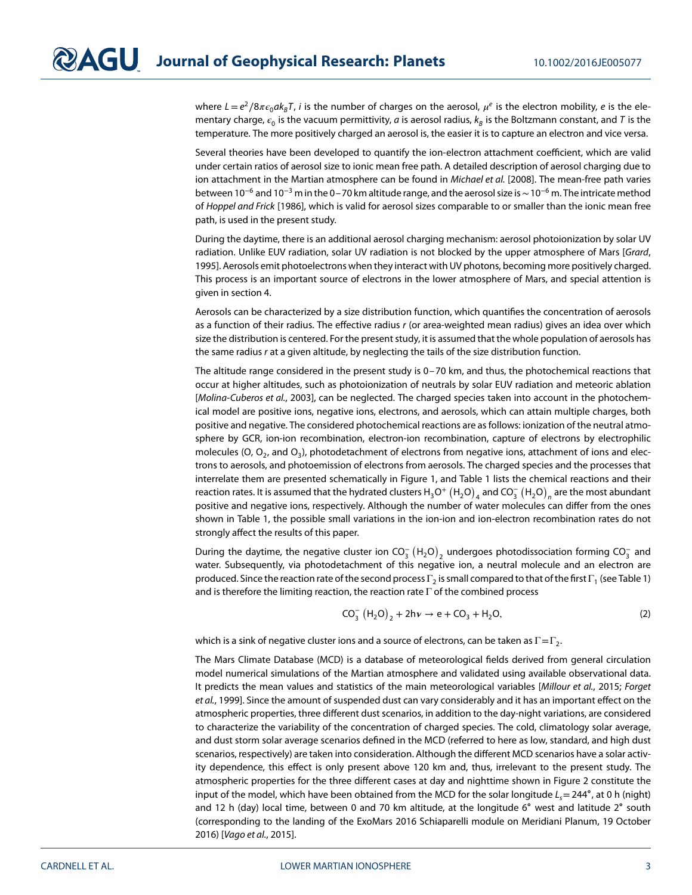where $L = e^2/8\pi\epsilon_0 a k_B T$, $i$ is the number of charges on the aerosol, $\mu^e$ is the electron mobility, $e$ is the elementary charge, $\epsilon_0$ is the vacuum permittivity, $a$ is aerosol radius, $k_B$ is the Boltzmann constant, and $T$ is the temperature. The more positively charged an aerosol is, the easier it is to capture an electron and vice versa.

Several theories have been developed to quantify the ion-electron attachment coefficient, which are valid under certain ratios of aerosol size to ionic mean free path. A detailed description of aerosol charging due to ion attachment in the Martian atmosphere can be found in *Michael et al.* [2008]. The mean-free path varies between $10^{-6}$ and $10^{-3}$ m in the 0–70 km altitude range, and the aerosol size is $\sim 10^{-6}$ m. The intricate method of *Hoppel and Frick* [1986], which is valid for aerosol sizes comparable to or smaller than the ionic mean free path, is used in the present study.

During the daytime, there is an additional aerosol charging mechanism: aerosol photoionization by solar UV radiation. Unlike EUV radiation, solar UV radiation is not blocked by the upper atmosphere of Mars [*Grard*, 1995]. Aerosols emit photoelectrons when they interact with UV photons, becoming more positively charged. This process is an important source of electrons in the lower atmosphere of Mars, and special attention is given in section 4.

Aerosols can be characterized by a size distribution function, which quantifies the concentration of aerosols as a function of their radius. The effective radius $r$ (or area-weighted mean radius) gives an idea over which size the distribution is centered. For the present study, it is assumed that the whole population of aerosols has the same radius $r$ at a given altitude, by neglecting the tails of the size distribution function.

The altitude range considered in the present study is 0–70 km, and thus, the photochemical reactions that occur at higher altitudes, such as photoionization of neutrals by solar EUV radiation and meteoric ablation [*Molina-Cuberos et al.*, 2003], can be neglected. The charged species taken into account in the photochemical model are positive ions, negative ions, electrons, and aerosols, which can attain multiple charges, both positive and negative. The considered photochemical reactions are as follows: ionization of the neutral atmosphere by GCR, ion-ion recombination, electron-ion recombination, capture of electrons by electrophilic molecules (O, $O_2$, and $O_3$), photodetachment of electrons from negative ions, attachment of ions and electrons to aerosols, and photoemission of electrons from aerosols. The charged species and the processes that interrelate them are presented schematically in Figure 1, and Table 1 lists the chemical reactions and their reaction rates. It is assumed that the hydrated clusters $H_3O^+\left(H_2O\right)_4$ and $CO_3^-\left(H_2O\right)_n$ are the most abundant positive and negative ions, respectively. Although the number of water molecules can differ from the ones shown in Table 1, the possible small variations in the ion-ion and ion-electron recombination rates do not strongly affect the results of this paper.

During the daytime, the negative cluster ion $CO_3^-\left(H_2O\right)_2$ undergoes photodissociation forming $CO_3^-$ and water. Subsequently, via photodetachment of this negative ion, a neutral molecule and an electron are produced. Since the reaction rate of the second process $\Gamma_2$ is small compared to that of the first $\Gamma_1$ (see Table 1) and is therefore the limiting reaction, the reaction rate $\Gamma$ of the combined process

$$CO_3^-\left(H_2O\right)_2 + 2h\nu \rightarrow e + CO_3 + H_2O, \tag{2}$$

which is a sink of negative cluster ions and a source of electrons, can be taken as $\Gamma = \Gamma_2$.

The Mars Climate Database (MCD) is a database of meteorological fields derived from general circulation model numerical simulations of the Martian atmosphere and validated using available observational data. It predicts the mean values and statistics of the main meteorological variables [*Millour et al.*, 2015; *Forget et al.*, 1999]. Since the amount of suspended dust can vary considerably and it has an important effect on the atmospheric properties, three different dust scenarios, in addition to the day-night variations, are considered to characterize the variability of the concentration of charged species. The cold, climatology solar average, and dust storm solar average scenarios defined in the MCD (referred to here as low, standard, and high dust scenarios, respectively) are taken into consideration. Although the different MCD scenarios have a solar activity dependence, this effect is only present above 120 km and, thus, irrelevant to the present study. The atmospheric properties for the three different cases at day and nighttime shown in Figure 2 constitute the input of the model, which have been obtained from the MCD for the solar longitude $L_s = 244°$, at 0 h (night) and 12 h (day) local time, between 0 and 70 km altitude, at the longitude 6° west and latitude 2° south (corresponding to the landing of the ExoMars 2016 Schiaparelli module on Meridiani Planum, 19 October 2016) [*Vago et al.*, 2015].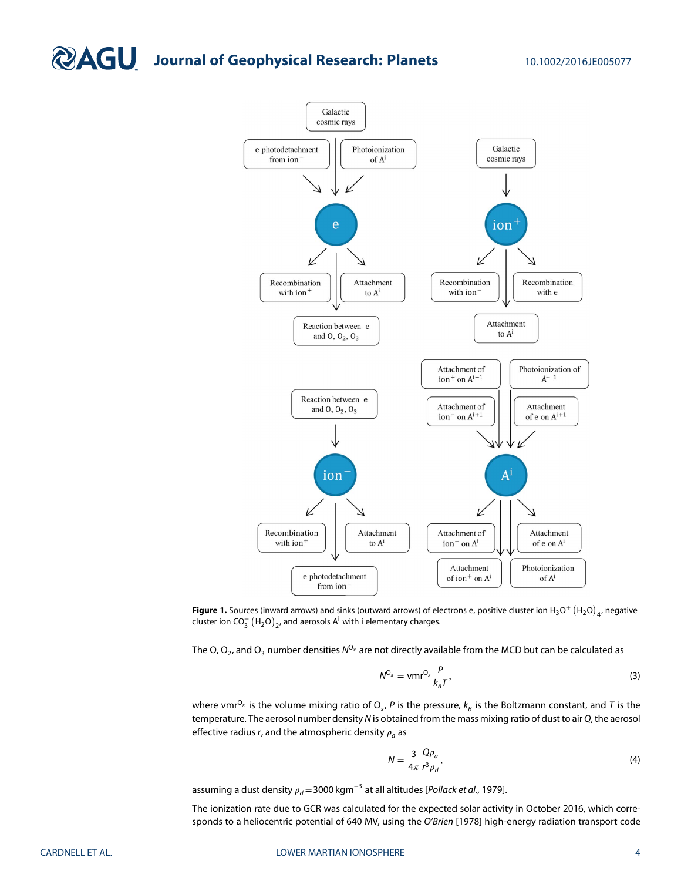**Figure 1.** Sources (inward arrows) and sinks (outward arrows) of electrons e, positive cluster ion $H_3O^+(H_2O)_4$, negative cluster ion $CO_3^-(H_2O)_2$, and aerosols $A^i$ with i elementary charges.

The O, $O_2$, and $O_3$ number densities $N^{O_x}$ are not directly available from the MCD but can be calculated as

$$N^{O_x} = \mathrm{vmr}^{O_x} \frac{P}{k_B T}, \tag{3}$$

where $\mathrm{vmr}^{O_x}$ is the volume mixing ratio of $O_x$, $P$ is the pressure, $k_B$ is the Boltzmann constant, and $T$ is the temperature. The aerosol number density $N$ is obtained from the mass mixing ratio of dust to air $Q$, the aerosol effective radius $r$, and the atmospheric density $\rho_a$ as

$$N = \frac{3}{4\pi} \frac{Q\rho_a}{r^3 \rho_d}, \tag{4}$$

assuming a dust density $\rho_d = 3000\ \mathrm{kg\,m^{-3}}$ at all altitudes [*Pollack et al.*, 1979].

The ionization rate due to GCR was calculated for the expected solar activity in October 2016, which corresponds to a heliocentric potential of 640 MV, using the *O'Brien* [1978] high-energy radiation transport code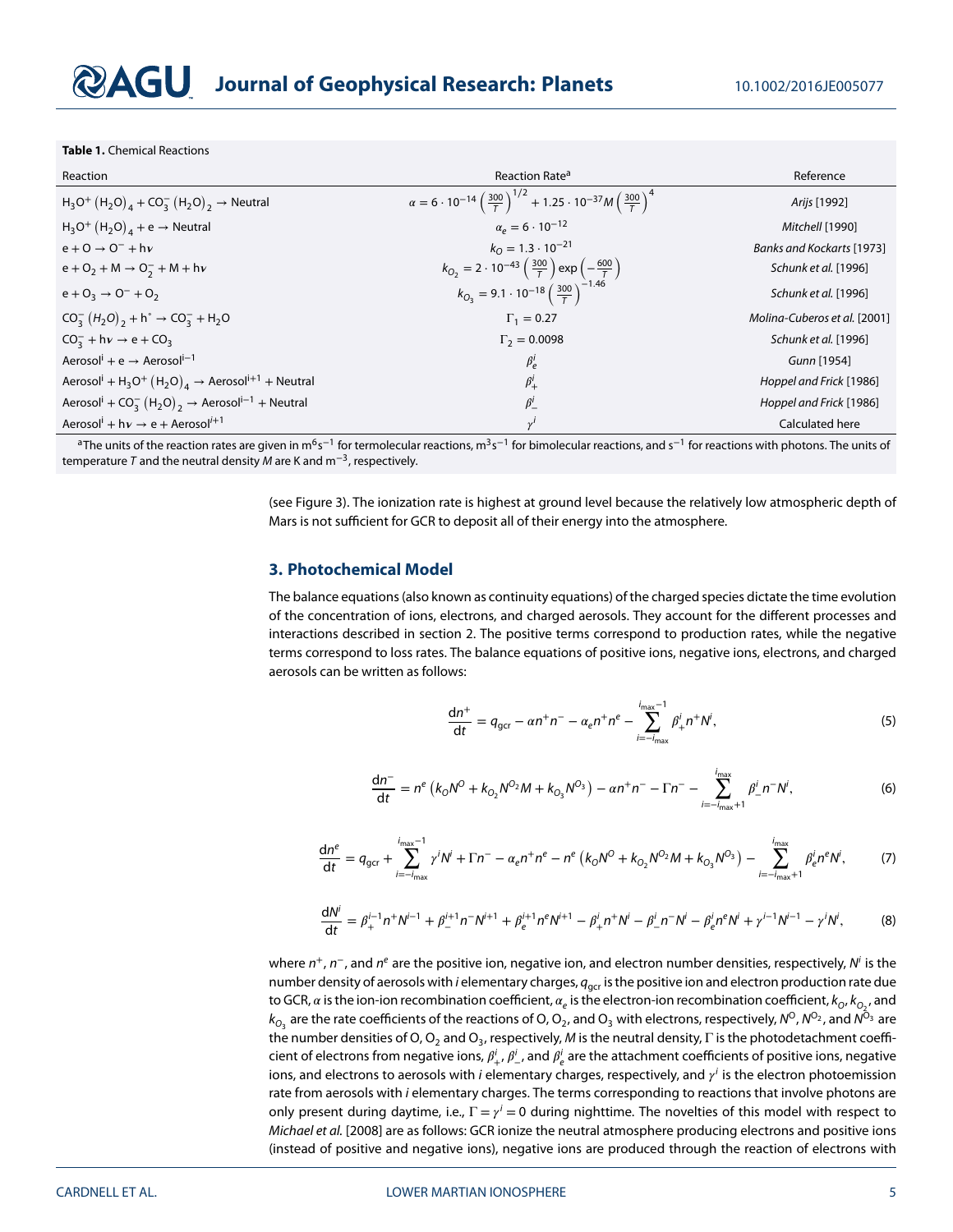**Table 1.** Chemical Reactions

| Reaction | Reaction Rate[a] | Reference |
|---|---|---|
| $H_3O^+(H_2O)_4 + CO_3^-(H_2O)_2 \rightarrow$ Neutral | $\alpha = 6 \cdot 10^{-14}\left(\frac{300}{T}\right)^{1/2} + 1.25 \cdot 10^{-37} M \left(\frac{300}{T}\right)^4$ | *Arijs* [1992] |
| $H_3O^+(H_2O)_4 + e \rightarrow$ Neutral | $\alpha_e = 6 \cdot 10^{-12}$ | *Mitchell* [1990] |
| $e + O \rightarrow O^- + h\nu$ | $k_O = 1.3 \cdot 10^{-21}$ | *Banks and Kockarts* [1973] |
| $e + O_2 + M \rightarrow O_2^- + M + h\nu$ | $k_{O_2} = 2 \cdot 10^{-43}\left(\frac{300}{T}\right)\exp\left(-\frac{600}{T}\right)$ | *Schunk et al.* [1996] |
| $e + O_3 \rightarrow O^- + O_2$ | $k_{O_3} = 9.1 \cdot 10^{-18}\left(\frac{300}{T}\right)^{-1.46}$ | *Schunk et al.* [1996] |
| $CO_3^-(H_2O)_2 + h^\circ \rightarrow CO_3^- + H_2O$ | $\Gamma_1 = 0.27$ | *Molina-Cuberos et al.* [2001] |
| $CO_3^- + h\nu \rightarrow e + CO_3$ | $\Gamma_2 = 0.0098$ | *Schunk et al.* [1996] |
| $\text{Aerosol}^i + e \rightarrow \text{Aerosol}^{i-1}$ | $\beta_e^i$ | *Gunn* [1954] |
| $\text{Aerosol}^i + H_3O^+(H_2O)_4 \rightarrow \text{Aerosol}^{i+1}$ + Neutral | $\beta_+^i$ | *Hoppel and Frick* [1986] |
| $\text{Aerosol}^i + CO_3^-(H_2O)_2 \rightarrow \text{Aerosol}^{i-1}$ + Neutral | $\beta_-^i$ | *Hoppel and Frick* [1986] |
| $\text{Aerosol}^i + h\nu \rightarrow e + \text{Aerosol}^{i+1}$ | $\gamma^i$ | Calculated here |

[a]The units of the reaction rates are given in $m^6s^{-1}$ for termolecular reactions, $m^3s^{-1}$ for bimolecular reactions, and $s^{-1}$ for reactions with photons. The units of temperature $T$ and the neutral density $M$ are K and $m^{-3}$, respectively.

(see Figure 3). The ionization rate is highest at ground level because the relatively low atmospheric depth of Mars is not sufficient for GCR to deposit all of their energy into the atmosphere.

## 3. Photochemical Model

The balance equations (also known as continuity equations) of the charged species dictate the time evolution of the concentration of ions, electrons, and charged aerosols. They account for the different processes and interactions described in section 2. The positive terms correspond to production rates, while the negative terms correspond to loss rates. The balance equations of positive ions, negative ions, electrons, and charged aerosols can be written as follows:

$$\frac{dn^+}{dt} = q_{gcr} - \alpha n^+ n^- - \alpha_e n^+ n^e - \sum_{i=-i_{max}}^{i_{max}-1} \beta_+^i n^+ N^i, \quad (5)$$

$$\frac{dn^-}{dt} = n^e\left(k_O N^O + k_{O_2} N^{O_2} M + k_{O_3} N^{O_3}\right) - \alpha n^+ n^- - \Gamma n^- - \sum_{i=-i_{max}+1}^{i_{max}} \beta_-^i n^- N^i, \quad (6)$$

$$\frac{dn^e}{dt} = q_{gcr} + \sum_{i=-i_{max}}^{i_{max}-1} \gamma^i N^i + \Gamma n^- - \alpha_e n^+ n^e - n^e\left(k_O N^O + k_{O_2} N^{O_2} M + k_{O_3} N^{O_3}\right) - \sum_{i=-i_{max}+1}^{i_{max}} \beta_e^i n^e N^i, \quad (7)$$

$$\frac{dN^i}{dt} = \beta_+^{i-1} n^+ N^{i-1} + \beta_-^{i+1} n^- N^{i+1} + \beta_e^{i+1} n^e N^{i+1} - \beta_+^i n^+ N^i - \beta_-^i n^- N^i - \beta_e^i n^e N^i + \gamma^{i-1} N^{i-1} - \gamma^i N^i, \quad (8)$$

where $n^+$, $n^-$, and $n^e$ are the positive ion, negative ion, and electron number densities, respectively, $N^i$ is the number density of aerosols with $i$ elementary charges, $q_{gcr}$ is the positive ion and electron production rate due to GCR, $\alpha$ is the ion-ion recombination coefficient, $\alpha_e$ is the electron-ion recombination coefficient, $k_O$, $k_{O_2}$, and $k_{O_3}$ are the rate coefficients of the reactions of O, $O_2$, and $O_3$ with electrons, respectively, $N^O$, $N^{O_2}$, and $N^{O_3}$ are the number densities of O, $O_2$ and $O_3$, respectively, $M$ is the neutral density, $\Gamma$ is the photodetachment coefficient of electrons from negative ions, $\beta_+^i$, $\beta_-^i$, and $\beta_e^i$ are the attachment coefficients of positive ions, negative ions, and electrons to aerosols with $i$ elementary charges, respectively, and $\gamma^i$ is the electron photoemission rate from aerosols with $i$ elementary charges. The terms corresponding to reactions that involve photons are only present during daytime, i.e., $\Gamma = \gamma^i = 0$ during nighttime. The novelties of this model with respect to *Michael et al.* [2008] are as follows: GCR ionize the neutral atmosphere producing electrons and positive ions (instead of positive and negative ions), negative ions are produced through the reaction of electrons with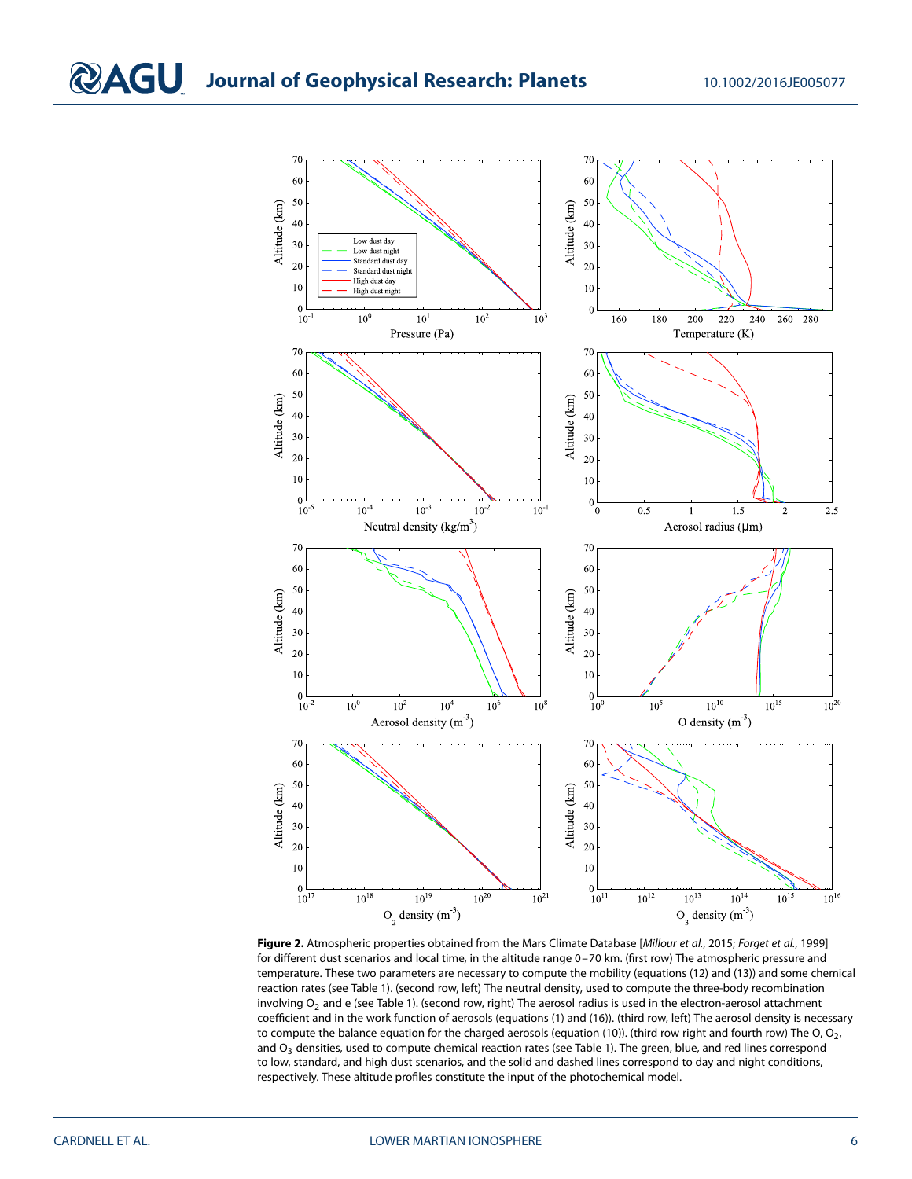**Figure 2.** Atmospheric properties obtained from the Mars Climate Database [*Millour et al.*, 2015; *Forget et al.*, 1999] for different dust scenarios and local time, in the altitude range 0–70 km. (first row) The atmospheric pressure and temperature. These two parameters are necessary to compute the mobility (equations (12) and (13)) and some chemical reaction rates (see Table 1). (second row, left) The neutral density, used to compute the three-body recombination involving $O_2$ and e (see Table 1). (second row, right) The aerosol radius is used in the electron-aerosol attachment coefficient and in the work function of aerosols (equations (1) and (16)). (third row, left) The aerosol density is necessary to compute the balance equation for the charged aerosols (equation (10)). (third row right and fourth row) The O, $O_2$, and $O_3$ densities, used to compute chemical reaction rates (see Table 1). The green, blue, and red lines correspond to low, standard, and high dust scenarios, and the solid and dashed lines correspond to day and night conditions, respectively. These altitude profiles constitute the input of the photochemical model.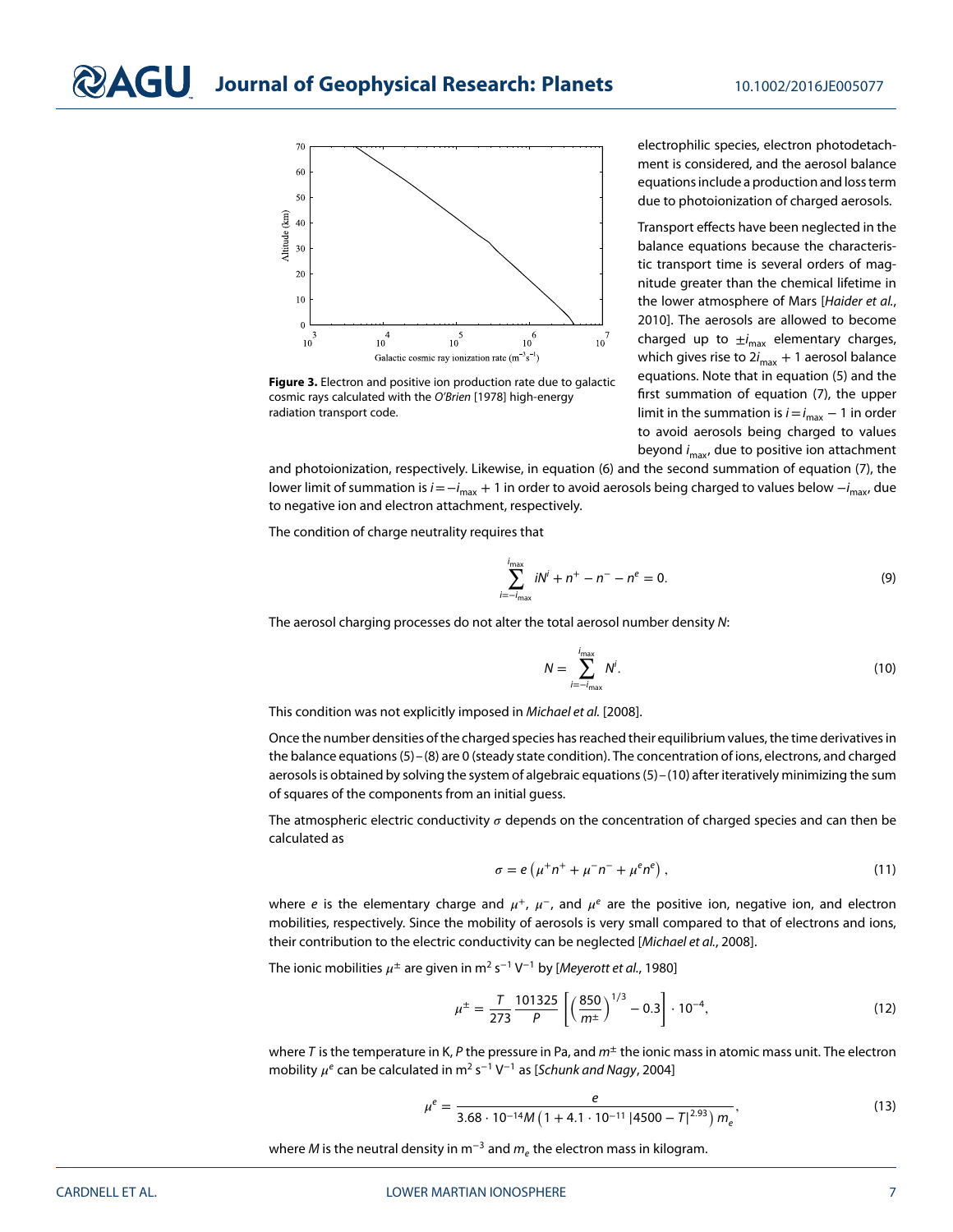Figure 3. Electron and positive ion production rate due to galactic cosmic rays calculated with the *O'Brien* [1978] high-energy radiation transport code.

electrophilic species, electron photodetachment is considered, and the aerosol balance equations include a production and loss term due to photoionization of charged aerosols.

Transport effects have been neglected in the balance equations because the characteristic transport time is several orders of magnitude greater than the chemical lifetime in the lower atmosphere of Mars [*Haider et al.*, 2010]. The aerosols are allowed to become charged up to $\pm i_{max}$ elementary charges, which gives rise to $2i_{max} + 1$ aerosol balance equations. Note that in equation (5) and the first summation of equation (7), the upper limit in the summation is $i = i_{max} - 1$ in order to avoid aerosols being charged to values beyond $i_{max}$, due to positive ion attachment and photoionization, respectively. Likewise, in equation (6) and the second summation of equation (7), the lower limit of summation is $i = -i_{max} + 1$ in order to avoid aerosols being charged to values below $-i_{max}$, due to negative ion and electron attachment, respectively.

The condition of charge neutrality requires that

$$\sum_{i=-i_{max}}^{i_{max}} iN^i + n^+ - n^- - n^e = 0. \tag{9}$$

The aerosol charging processes do not alter the total aerosol number density $N$:

$$N = \sum_{i=-i_{max}}^{i_{max}} N^i. \tag{10}$$

This condition was not explicitly imposed in *Michael et al.* [2008].

Once the number densities of the charged species has reached their equilibrium values, the time derivatives in the balance equations (5)–(8) are 0 (steady state condition). The concentration of ions, electrons, and charged aerosols is obtained by solving the system of algebraic equations (5)–(10) after iteratively minimizing the sum of squares of the components from an initial guess.

The atmospheric electric conductivity $\sigma$ depends on the concentration of charged species and can then be calculated as

$$\sigma = e\left(\mu^+ n^+ + \mu^- n^- + \mu^e n^e\right), \tag{11}$$

where $e$ is the elementary charge and $\mu^+$, $\mu^-$, and $\mu^e$ are the positive ion, negative ion, and electron mobilities, respectively. Since the mobility of aerosols is very small compared to that of electrons and ions, their contribution to the electric conductivity can be neglected [*Michael et al.*, 2008].

The ionic mobilities $\mu^\pm$ are given in $m^2\,s^{-1}\,V^{-1}$ by [*Meyerott et al.*, 1980]

$$\mu^\pm = \frac{T}{273}\,\frac{101325}{P}\left[\left(\frac{850}{m^\pm}\right)^{1/3} - 0.3\right]\cdot 10^{-4}, \tag{12}$$

where $T$ is the temperature in K, $P$ the pressure in Pa, and $m^\pm$ the ionic mass in atomic mass unit. The electron mobility $\mu^e$ can be calculated in $m^2\,s^{-1}\,V^{-1}$ as [*Schunk and Nagy*, 2004]

$$\mu^e = \frac{e}{3.68\cdot 10^{-14} M\left(1 + 4.1\cdot 10^{-11}\,|4500 - T|^{2.93}\right) m_e}, \tag{13}$$

where $M$ is the neutral density in $m^{-3}$ and $m_e$ the electron mass in kilogram.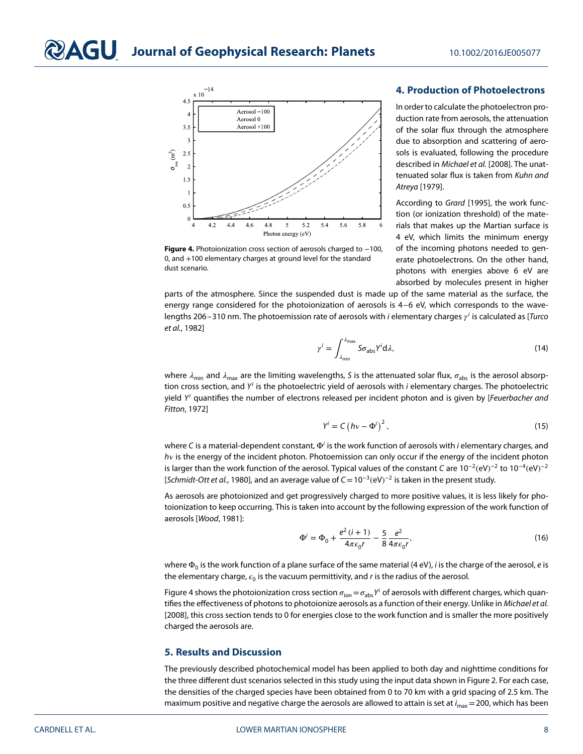Figure 4. Photoionization cross section of aerosols charged to −100, 0, and +100 elementary charges at ground level for the standard dust scenario.

## 4. Production of Photoelectrons

In order to calculate the photoelectron production rate from aerosols, the attenuation of the solar flux through the atmosphere due to absorption and scattering of aerosols is evaluated, following the procedure described in *Michael et al.* [2008]. The unattenuated solar flux is taken from *Kuhn and Atreya* [1979].

According to *Grard* [1995], the work function (or ionization threshold) of the materials that makes up the Martian surface is 4 eV, which limits the minimum energy of the incoming photons needed to generate photoelectrons. On the other hand, photons with energies above 6 eV are absorbed by molecules present in higher parts of the atmosphere. Since the suspended dust is made up of the same material as the surface, the energy range considered for the photoionization of aerosols is 4–6 eV, which corresponds to the wavelengths 206–310 nm. The photoemission rate of aerosols with $i$ elementary charges $\gamma^i$ is calculated as [*Turco et al.*, 1982]

$$\gamma^i = \int_{\lambda_{\min}}^{\lambda_{\max}} S \sigma_{\text{abs}} Y^i \text{d}\lambda, \tag{14}$$

where $\lambda_{\min}$ and $\lambda_{\max}$ are the limiting wavelengths, $S$ is the attenuated solar flux, $\sigma_{\text{abs}}$ is the aerosol absorption cross section, and $Y^i$ is the photoelectric yield of aerosols with $i$ elementary charges. The photoelectric yield $Y^i$ quantifies the number of electrons released per incident photon and is given by [*Feuerbacher and Fitton*, 1972]

$$Y^i = C \left(h\nu - \Phi^i\right)^2, \tag{15}$$

where $C$ is a material-dependent constant, $\Phi^i$ is the work function of aerosols with $i$ elementary charges, and $h\nu$ is the energy of the incident photon. Photoemission can only occur if the energy of the incident photon is larger than the work function of the aerosol. Typical values of the constant $C$ are $10^{-2}(\text{eV})^{-2}$ to $10^{-4}(\text{eV})^{-2}$ [*Schmidt-Ott et al.*, 1980], and an average value of $C = 10^{-3}(\text{eV})^{-2}$ is taken in the present study.

As aerosols are photoionized and get progressively charged to more positive values, it is less likely for photoionization to keep occurring. This is taken into account by the following expression of the work function of aerosols [*Wood*, 1981]:

$$\Phi^i = \Phi_0 + \frac{e^2 (i + 1)}{4\pi\epsilon_0 r} - \frac{5}{8}\frac{e^2}{4\pi\epsilon_0 r}, \tag{16}$$

where $\Phi_0$ is the work function of a plane surface of the same material (4 eV), $i$ is the charge of the aerosol, $e$ is the elementary charge, $\epsilon_0$ is the vacuum permittivity, and $r$ is the radius of the aerosol.

Figure 4 shows the photoionization cross section $\sigma_{\text{ion}} = \sigma_{\text{abs}} Y^i$ of aerosols with different charges, which quantifies the effectiveness of photons to photoionize aerosols as a function of their energy. Unlike in *Michael et al.* [2008], this cross section tends to 0 for energies close to the work function and is smaller the more positively charged the aerosols are.

## 5. Results and Discussion

The previously described photochemical model has been applied to both day and nighttime conditions for the three different dust scenarios selected in this study using the input data shown in Figure 2. For each case, the densities of the charged species have been obtained from 0 to 70 km with a grid spacing of 2.5 km. The maximum positive and negative charge the aerosols are allowed to attain is set at $i_{\max} = 200$, which has been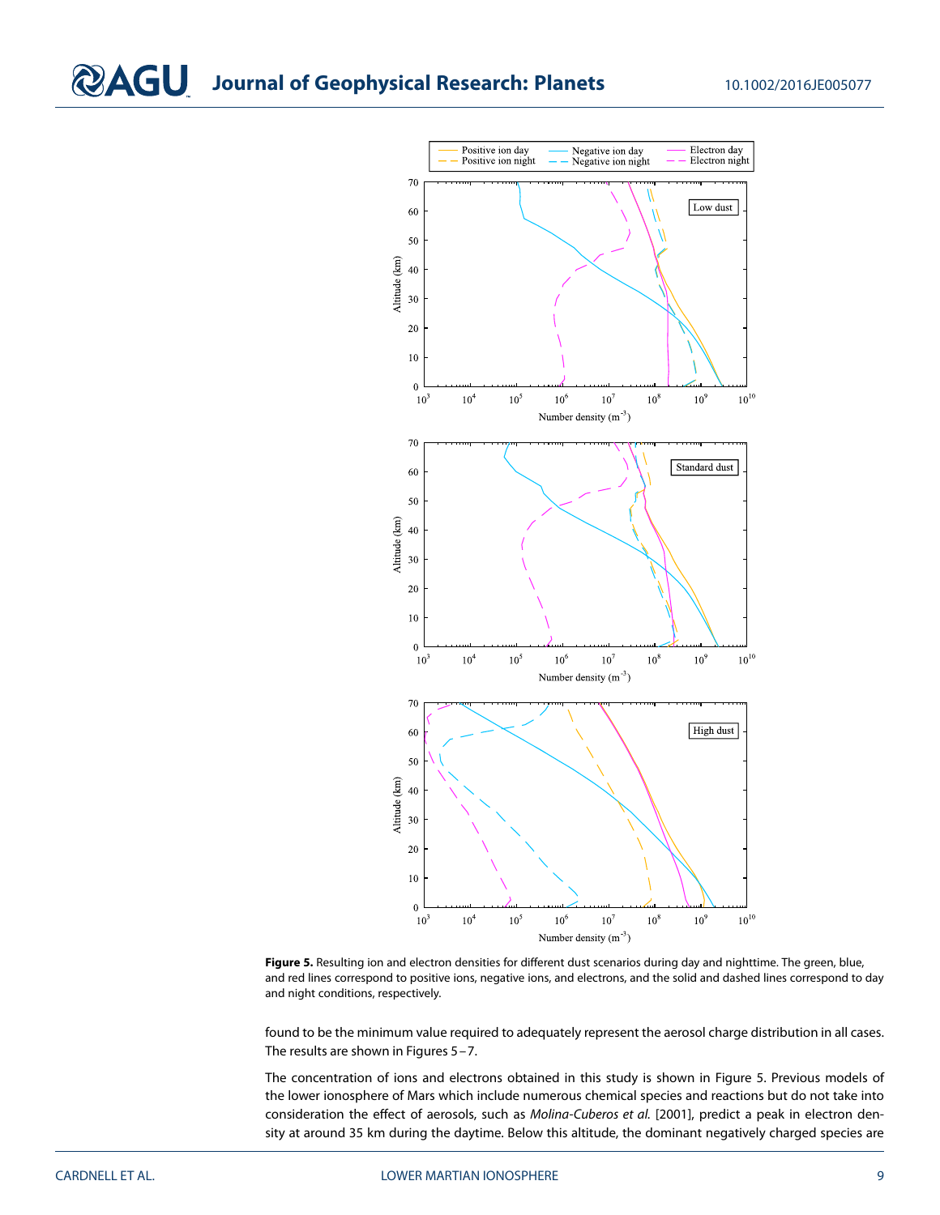Figure 5. Resulting ion and electron densities for different dust scenarios during day and nighttime. The green, blue, and red lines correspond to positive ions, negative ions, and electrons, and the solid and dashed lines correspond to day and night conditions, respectively.

found to be the minimum value required to adequately represent the aerosol charge distribution in all cases. The results are shown in Figures 5–7.

The concentration of ions and electrons obtained in this study is shown in Figure 5. Previous models of the lower ionosphere of Mars which include numerous chemical species and reactions but do not take into consideration the effect of aerosols, such as *Molina-Cuberos et al.* [2001], predict a peak in electron density at around 35 km during the daytime. Below this altitude, the dominant negatively charged species are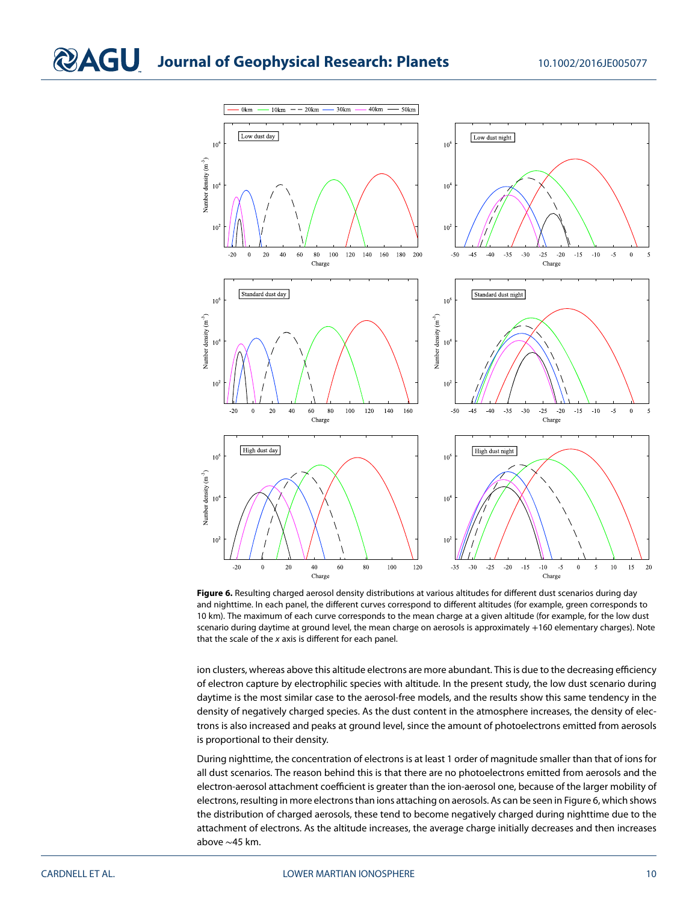**Figure 6.** Resulting charged aerosol density distributions at various altitudes for different dust scenarios during day and nighttime. In each panel, the different curves correspond to different altitudes (for example, green corresponds to 10 km). The maximum of each curve corresponds to the mean charge at a given altitude (for example, for the low dust scenario during daytime at ground level, the mean charge on aerosols is approximately +160 elementary charges). Note that the scale of the *x* axis is different for each panel.

ion clusters, whereas above this altitude electrons are more abundant. This is due to the decreasing efficiency of electron capture by electrophilic species with altitude. In the present study, the low dust scenario during daytime is the most similar case to the aerosol-free models, and the results show this same tendency in the density of negatively charged species. As the dust content in the atmosphere increases, the density of electrons is also increased and peaks at ground level, since the amount of photoelectrons emitted from aerosols is proportional to their density.

During nighttime, the concentration of electrons is at least 1 order of magnitude smaller than that of ions for all dust scenarios. The reason behind this is that there are no photoelectrons emitted from aerosols and the electron-aerosol attachment coefficient is greater than the ion-aerosol one, because of the larger mobility of electrons, resulting in more electrons than ions attaching on aerosols. As can be seen in Figure 6, which shows the distribution of charged aerosols, these tend to become negatively charged during nighttime due to the attachment of electrons. As the altitude increases, the average charge initially decreases and then increases above ~45 km.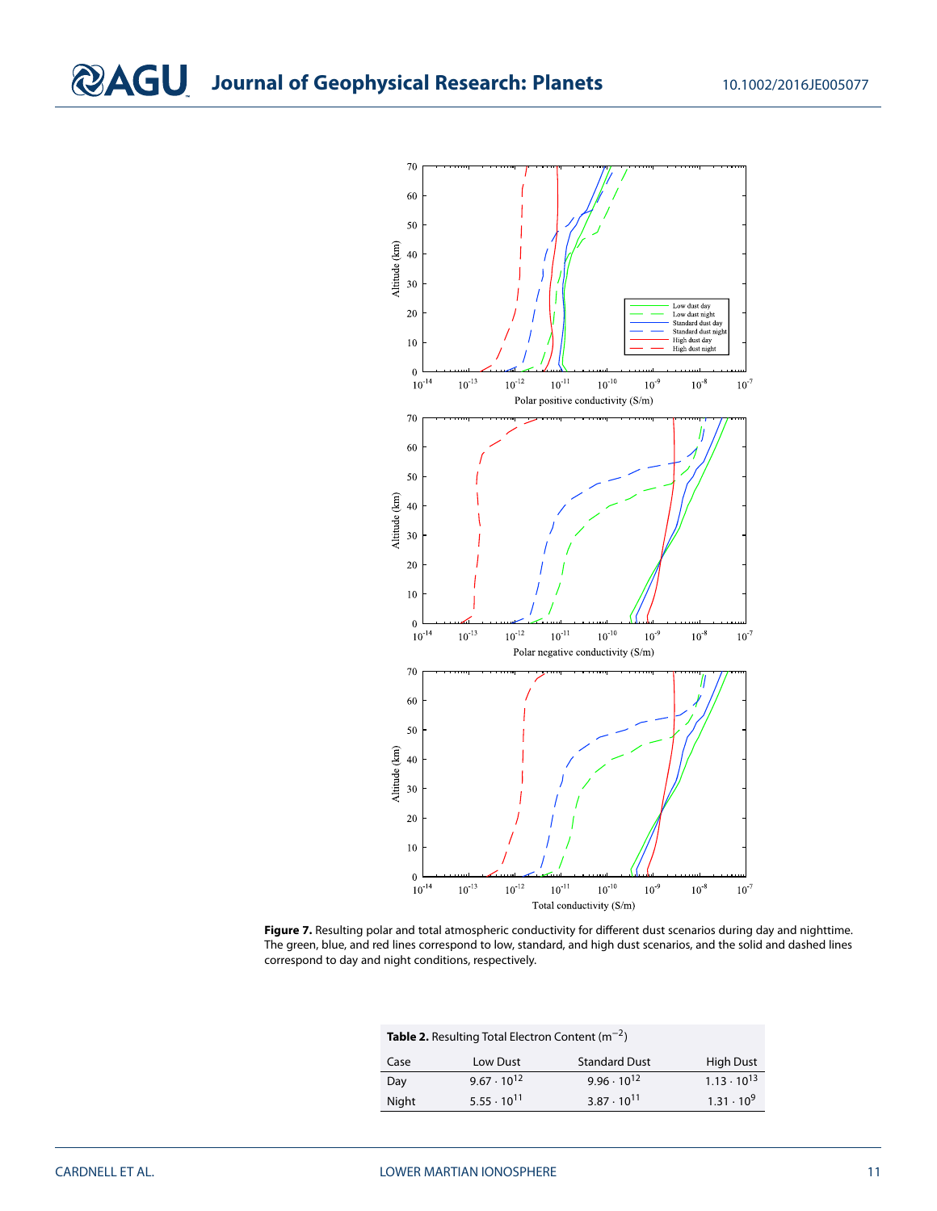Figure 7. Resulting polar and total atmospheric conductivity for different dust scenarios during day and nighttime. The green, blue, and red lines correspond to low, standard, and high dust scenarios, and the solid and dashed lines correspond to day and night conditions, respectively.

**Table 2.** Resulting Total Electron Content ($m^{-2}$)

| Case | Low Dust | Standard Dust | High Dust |
| --- | --- | --- | --- |
| Day | $9.67 \cdot 10^{12}$ | $9.96 \cdot 10^{12}$ | $1.13 \cdot 10^{13}$ |
| Night | $5.55 \cdot 10^{11}$ | $3.87 \cdot 10^{11}$ | $1.31 \cdot 10^{9}$ |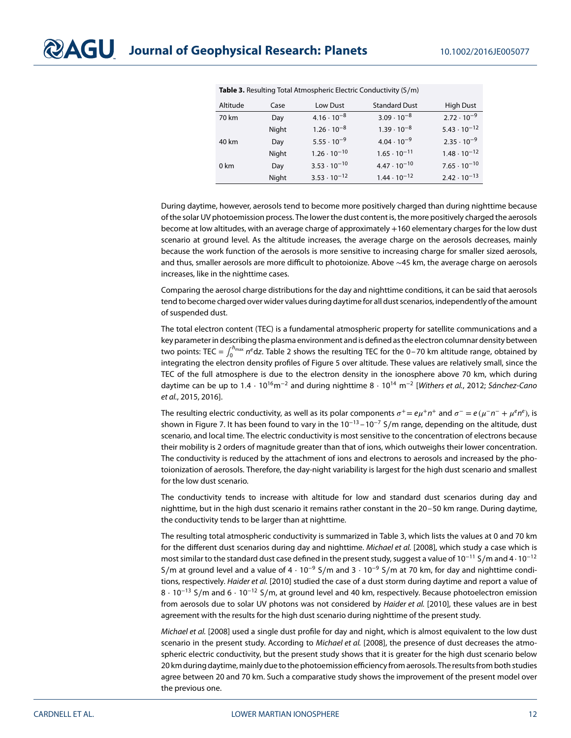**Table 3.** Resulting Total Atmospheric Electric Conductivity (S/m)

| Altitude | Case | Low Dust | Standard Dust | High Dust |
|---|---|---|---|---|
| 70 km | Day | $4.16 \cdot 10^{-8}$ | $3.09 \cdot 10^{-8}$ | $2.72 \cdot 10^{-9}$ |
| | Night | $1.26 \cdot 10^{-8}$ | $1.39 \cdot 10^{-8}$ | $5.43 \cdot 10^{-12}$ |
| 40 km | Day | $5.55 \cdot 10^{-9}$ | $4.04 \cdot 10^{-9}$ | $2.35 \cdot 10^{-9}$ |
| | Night | $1.26 \cdot 10^{-10}$ | $1.65 \cdot 10^{-11}$ | $1.48 \cdot 10^{-12}$ |
| 0 km | Day | $3.53 \cdot 10^{-10}$ | $4.47 \cdot 10^{-10}$ | $7.65 \cdot 10^{-10}$ |
| | Night | $3.53 \cdot 10^{-12}$ | $1.44 \cdot 10^{-12}$ | $2.42 \cdot 10^{-13}$ |

During daytime, however, aerosols tend to become more positively charged than during nighttime because of the solar UV photoemission process. The lower the dust content is, the more positively charged the aerosols become at low altitudes, with an average charge of approximately +160 elementary charges for the low dust scenario at ground level. As the altitude increases, the average charge on the aerosols decreases, mainly because the work function of the aerosols is more sensitive to increasing charge for smaller sized aerosols, and thus, smaller aerosols are more difficult to photoionize. Above ∼45 km, the average charge on aerosols increases, like in the nighttime cases.

Comparing the aerosol charge distributions for the day and nighttime conditions, it can be said that aerosols tend to become charged over wider values during daytime for all dust scenarios, independently of the amount of suspended dust.

The total electron content (TEC) is a fundamental atmospheric property for satellite communications and a key parameter in describing the plasma environment and is defined as the electron columnar density between two points: TEC = $\int_0^{h_{max}} n^e dz$. Table 2 shows the resulting TEC for the 0–70 km altitude range, obtained by integrating the electron density profiles of Figure 5 over altitude. These values are relatively small, since the TEC of the full atmosphere is due to the electron density in the ionosphere above 70 km, which during daytime can be up to $1.4 \cdot 10^{16} \text{m}^{-2}$ and during nighttime $8 \cdot 10^{14}$ $\text{m}^{-2}$ [*Withers et al.*, 2012; *Sánchez-Cano et al.*, 2015, 2016].

The resulting electric conductivity, as well as its polar components $\sigma^+ = e\mu^+ n^+$ and $\sigma^- = e(\mu^- n^- + \mu^e n^e)$, is shown in Figure 7. It has been found to vary in the $10^{-13}$–$10^{-7}$ S/m range, depending on the altitude, dust scenario, and local time. The electric conductivity is most sensitive to the concentration of electrons because their mobility is 2 orders of magnitude greater than that of ions, which outweighs their lower concentration. The conductivity is reduced by the attachment of ions and electrons to aerosols and increased by the photoionization of aerosols. Therefore, the day-night variability is largest for the high dust scenario and smallest for the low dust scenario.

The conductivity tends to increase with altitude for low and standard dust scenarios during day and nighttime, but in the high dust scenario it remains rather constant in the 20–50 km range. During daytime, the conductivity tends to be larger than at nighttime.

The resulting total atmospheric conductivity is summarized in Table 3, which lists the values at 0 and 70 km for the different dust scenarios during day and nighttime. *Michael et al.* [2008], which study a case which is most similar to the standard dust case defined in the present study, suggest a value of $10^{-11}$ S/m and $4 \cdot 10^{-12}$ S/m at ground level and a value of $4 \cdot 10^{-9}$ S/m and $3 \cdot 10^{-9}$ S/m at 70 km, for day and nighttime conditions, respectively. *Haider et al.* [2010] studied the case of a dust storm during daytime and report a value of $8 \cdot 10^{-13}$ S/m and $6 \cdot 10^{-12}$ S/m, at ground level and 40 km, respectively. Because photoelectron emission from aerosols due to solar UV photons was not considered by *Haider et al.* [2010], these values are in best agreement with the results for the high dust scenario during nighttime of the present study.

*Michael et al.* [2008] used a single dust profile for day and night, which is almost equivalent to the low dust scenario in the present study. According to *Michael et al.* [2008], the presence of dust decreases the atmospheric electric conductivity, but the present study shows that it is greater for the high dust scenario below 20 km during daytime, mainly due to the photoemission efficiency from aerosols. The results from both studies agree between 20 and 70 km. Such a comparative study shows the improvement of the present model over the previous one.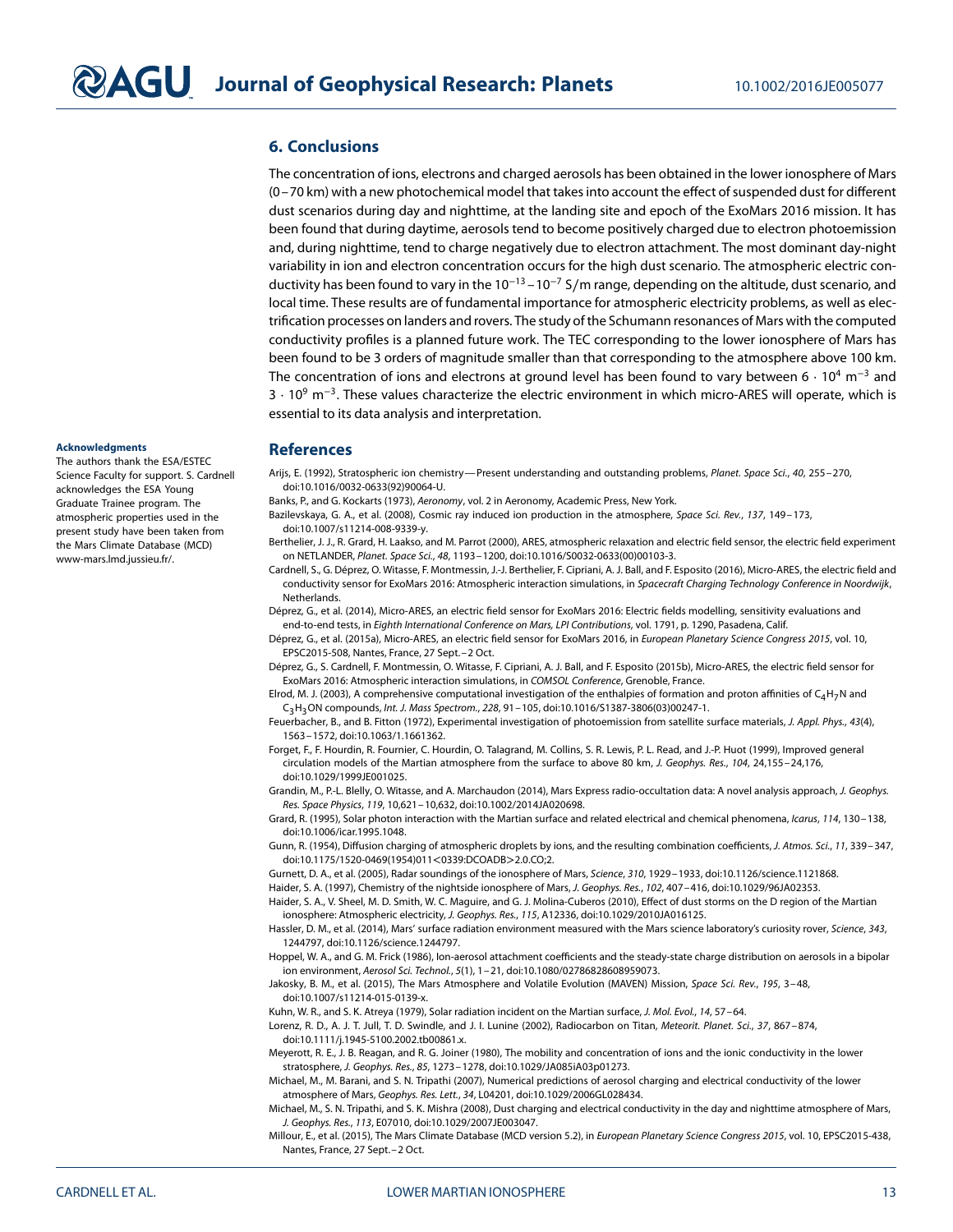## 6. Conclusions

The concentration of ions, electrons and charged aerosols has been obtained in the lower ionosphere of Mars (0–70 km) with a new photochemical model that takes into account the effect of suspended dust for different dust scenarios during day and nighttime, at the landing site and epoch of the ExoMars 2016 mission. It has been found that during daytime, aerosols tend to become positively charged due to electron photoemission and, during nighttime, tend to charge negatively due to electron attachment. The most dominant day-night variability in ion and electron concentration occurs for the high dust scenario. The atmospheric electric conductivity has been found to vary in the $10^{-13}$–$10^{-7}$ S/m range, depending on the altitude, dust scenario, and local time. These results are of fundamental importance for atmospheric electricity problems, as well as electrification processes on landers and rovers. The study of the Schumann resonances of Mars with the computed conductivity profiles is a planned future work. The TEC corresponding to the lower ionosphere of Mars has been found to be 3 orders of magnitude smaller than that corresponding to the atmosphere above 100 km. The concentration of ions and electrons at ground level has been found to vary between $6 \cdot 10^4$ m$^{-3}$ and $3 \cdot 10^9$ m$^{-3}$. These values characterize the electric environment in which micro-ARES will operate, which is essential to its data analysis and interpretation.

**Acknowledgments**

The authors thank the ESA/ESTEC Science Faculty for support. S. Cardnell acknowledges the ESA Young Graduate Trainee program. The atmospheric properties used in the present study have been taken from the Mars Climate Database (MCD) www-mars.lmd.jussieu.fr/.

## References

Arijs, E. (1992), Stratospheric ion chemistry—Present understanding and outstanding problems, *Planet. Space Sci.*, *40*, 255–270, doi:10.1016/0032-0633(92)90064-U.

Banks, P., and G. Kockarts (1973), *Aeronomy*, vol. 2 in Aeronomy, Academic Press, New York.

Bazilevskaya, G. A., et al. (2008), Cosmic ray induced ion production in the atmosphere, *Space Sci. Rev.*, *137*, 149–173, doi:10.1007/s11214-008-9339-y.

Berthelier, J. J., R. Grard, H. Laakso, and M. Parrot (2000), ARES, atmospheric relaxation and electric field sensor, the electric field experiment on NETLANDER, *Planet. Space Sci.*, *48*, 1193–1200, doi:10.1016/S0032-0633(00)00103-3.

Cardnell, S., G. Déprez, O. Witasse, F. Montmessin, J.-J. Berthelier, F. Cipriani, A. J. Ball, and F. Esposito (2016), Micro-ARES, the electric field and conductivity sensor for ExoMars 2016: Atmospheric interaction simulations, in *Spacecraft Charging Technology Conference in Noordwijk*, Netherlands.

Déprez, G., et al. (2014), Micro-ARES, an electric field sensor for ExoMars 2016: Electric fields modelling, sensitivity evaluations and end-to-end tests, in *Eighth International Conference on Mars, LPI Contributions*, vol. 1791, p. 1290, Pasadena, Calif.

Déprez, G., et al. (2015a), Micro-ARES, an electric field sensor for ExoMars 2016, in *European Planetary Science Congress 2015*, vol. 10, EPSC2015-508, Nantes, France, 27 Sept.–2 Oct.

Déprez, G., S. Cardnell, F. Montmessin, O. Witasse, F. Cipriani, A. J. Ball, and F. Esposito (2015b), Micro-ARES, the electric field sensor for ExoMars 2016: Atmospheric interaction simulations, in *COMSOL Conference*, Grenoble, France.

Elrod, M. J. (2003), A comprehensive computational investigation of the enthalpies of formation and proton affinities of $C_4H_7N$ and $C_3H_3ON$ compounds, *Int. J. Mass Spectrom.*, *228*, 91–105, doi:10.1016/S1387-3806(03)00247-1.

Feuerbacher, B., and B. Fitton (1972), Experimental investigation of photoemission from satellite surface materials, *J. Appl. Phys.*, *43*(4), 1563–1572, doi:10.1063/1.1661362.

Forget, F., F. Hourdin, R. Fournier, C. Hourdin, O. Talagrand, M. Collins, S. R. Lewis, P. L. Read, and J.-P. Huot (1999), Improved general circulation models of the Martian atmosphere from the surface to above 80 km, *J. Geophys. Res.*, *104*, 24,155–24,176, doi:10.1029/1999JE001025.

Grandin, M., P.-L. Blelly, O. Witasse, and A. Marchaudon (2014), Mars Express radio-occultation data: A novel analysis approach, *J. Geophys. Res. Space Physics*, *119*, 10,621–10,632, doi:10.1002/2014JA020698.

Grard, R. (1995), Solar photon interaction with the Martian surface and related electrical and chemical phenomena, *Icarus*, *114*, 130–138, doi:10.1006/icar.1995.1048.

Gunn, R. (1954), Diffusion charging of atmospheric droplets by ions, and the resulting combination coefficients, *J. Atmos. Sci.*, *11*, 339–347, doi:10.1175/1520-0469(1954)011<0339:DCOADB>2.0.CO;2.

Gurnett, D. A., et al. (2005), Radar soundings of the ionosphere of Mars, *Science*, *310*, 1929–1933, doi:10.1126/science.1121868.

Haider, S. A. (1997), Chemistry of the nightside ionosphere of Mars, *J. Geophys. Res.*, *102*, 407–416, doi:10.1029/96JA02353.

Haider, S. A., V. Sheel, M. D. Smith, W. C. Maguire, and G. J. Molina-Cuberos (2010), Effect of dust storms on the D region of the Martian ionosphere: Atmospheric electricity, *J. Geophys. Res.*, *115*, A12336, doi:10.1029/2010JA016125.

Hassler, D. M., et al. (2014), Mars' surface radiation environment measured with the Mars science laboratory's curiosity rover, *Science*, *343*, 1244797, doi:10.1126/science.1244797.

Hoppel, W. A., and G. M. Frick (1986), Ion-aerosol attachment coefficients and the steady-state charge distribution on aerosols in a bipolar ion environment, *Aerosol Sci. Technol.*, *5*(1), 1–21, doi:10.1080/02786828608959073.

Jakosky, B. M., et al. (2015), The Mars Atmosphere and Volatile Evolution (MAVEN) Mission, *Space Sci. Rev.*, *195*, 3–48, doi:10.1007/s11214-015-0139-x.

Kuhn, W. R., and S. K. Atreya (1979), Solar radiation incident on the Martian surface, *J. Mol. Evol.*, *14*, 57–64.

Lorenz, R. D., A. J. T. Jull, T. D. Swindle, and J. I. Lunine (2002), Radiocarbon on Titan, *Meteorit. Planet. Sci.*, *37*, 867–874, doi:10.1111/j.1945-5100.2002.tb00861.x.

Meyerott, R. E., J. B. Reagan, and R. G. Joiner (1980), The mobility and concentration of ions and the ionic conductivity in the lower stratosphere, *J. Geophys. Res.*, *85*, 1273–1278, doi:10.1029/JA085iA03p01273.

Michael, M., M. Barani, and S. N. Tripathi (2007), Numerical predictions of aerosol charging and electrical conductivity of the lower atmosphere of Mars, *Geophys. Res. Lett.*, *34*, L04201, doi:10.1029/2006GL028434.

Michael, M., S. N. Tripathi, and S. K. Mishra (2008), Dust charging and electrical conductivity in the day and nighttime atmosphere of Mars, *J. Geophys. Res.*, *113*, E07010, doi:10.1029/2007JE003047.

Millour, E., et al. (2015), The Mars Climate Database (MCD version 5.2), in *European Planetary Science Congress 2015*, vol. 10, EPSC2015-438, Nantes, France, 27 Sept.–2 Oct.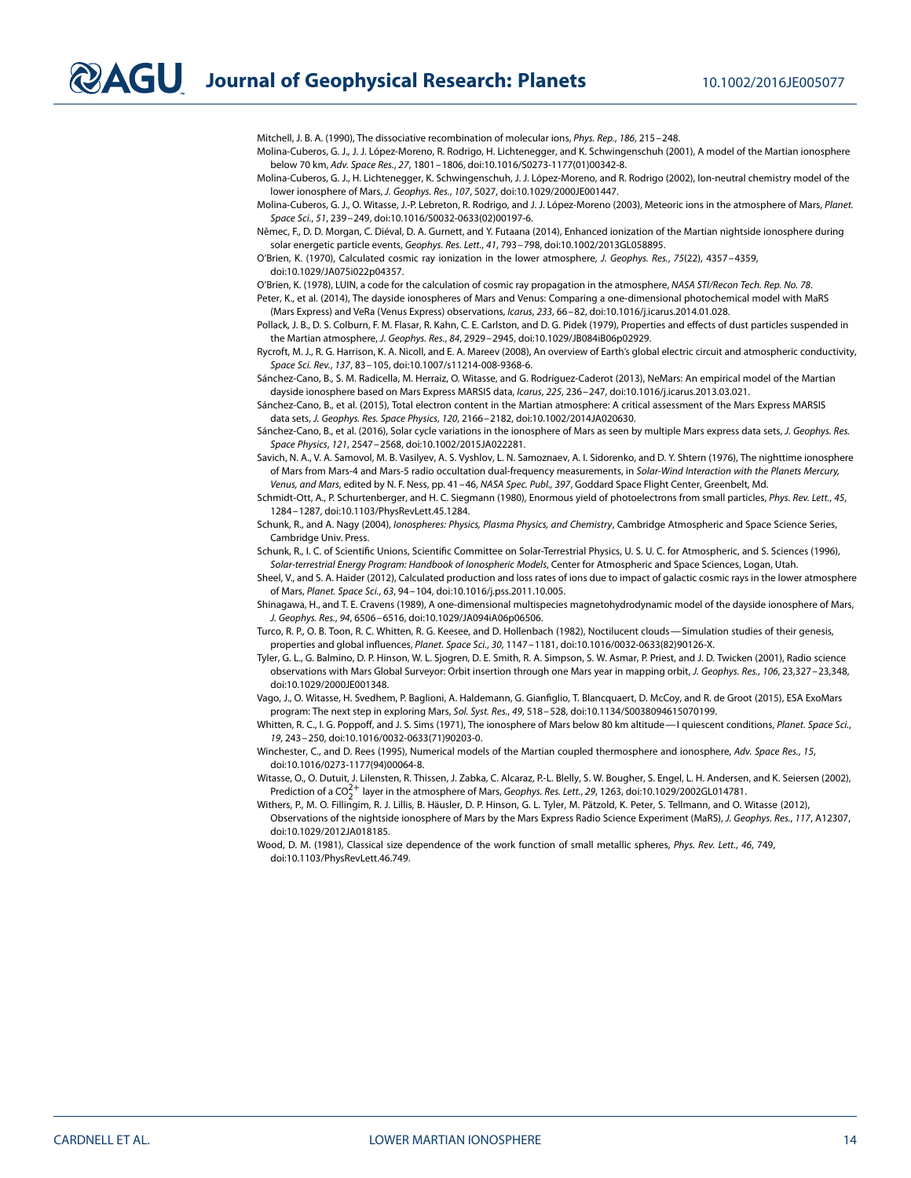Mitchell, J. B. A. (1990), The dissociative recombination of molecular ions, *Phys. Rep.*, *186*, 215–248.

Molina-Cuberos, G. J., J. J. López-Moreno, R. Rodrigo, H. Lichtenegger, and K. Schwingenschuh (2001), A model of the Martian ionosphere below 70 km, *Adv. Space Res.*, *27*, 1801–1806, doi:10.1016/S0273-1177(01)00342-8.

Molina-Cuberos, G. J., H. Lichtenegger, K. Schwingenschuh, J. J. López-Moreno, and R. Rodrigo (2002), Ion-neutral chemistry model of the lower ionosphere of Mars, *J. Geophys. Res.*, *107*, 5027, doi:10.1029/2000JE001447.

Molina-Cuberos, G. J., O. Witasse, J.-P. Lebreton, R. Rodrigo, and J. J. López-Moreno (2003), Meteoric ions in the atmosphere of Mars, *Planet. Space Sci.*, *51*, 239–249, doi:10.1016/S0032-0633(02)00197-6.

Němec, F., D. D. Morgan, C. Diéval, D. A. Gurnett, and Y. Futaana (2014), Enhanced ionization of the Martian nightside ionosphere during solar energetic particle events, *Geophys. Res. Lett.*, *41*, 793–798, doi:10.1002/2013GL058895.

O'Brien, K. (1970), Calculated cosmic ray ionization in the lower atmosphere, *J. Geophys. Res.*, *75*(22), 4357–4359, doi:10.1029/JA075i022p04357.

O'Brien, K. (1978), LUIN, a code for the calculation of cosmic ray propagation in the atmosphere, *NASA STI/Recon Tech. Rep. No. 78*.

Peter, K., et al. (2014), The dayside ionospheres of Mars and Venus: Comparing a one-dimensional photochemical model with MaRS (Mars Express) and VeRa (Venus Express) observations, *Icarus*, *233*, 66–82, doi:10.1016/j.icarus.2014.01.028.

Pollack, J. B., D. S. Colburn, F. M. Flasar, R. Kahn, C. E. Carlston, and D. G. Pidek (1979), Properties and effects of dust particles suspended in the Martian atmosphere, *J. Geophys. Res.*, *84*, 2929–2945, doi:10.1029/JB084iB06p02929.

Rycroft, M. J., R. G. Harrison, K. A. Nicoll, and E. A. Mareev (2008), An overview of Earth's global electric circuit and atmospheric conductivity, *Space Sci. Rev.*, *137*, 83–105, doi:10.1007/s11214-008-9368-6.

Sánchez-Cano, B., S. M. Radicella, M. Herraiz, O. Witasse, and G. Rodríguez-Caderot (2013), NeMars: An empirical model of the Martian dayside ionosphere based on Mars Express MARSIS data, *Icarus*, *225*, 236–247, doi:10.1016/j.icarus.2013.03.021.

Sánchez-Cano, B., et al. (2015), Total electron content in the Martian atmosphere: A critical assessment of the Mars Express MARSIS data sets, *J. Geophys. Res. Space Physics*, *120*, 2166–2182, doi:10.1002/2014JA020630.

Sánchez-Cano, B., et al. (2016), Solar cycle variations in the ionosphere of Mars as seen by multiple Mars express data sets, *J. Geophys. Res. Space Physics*, *121*, 2547–2568, doi:10.1002/2015JA022281.

Savich, N. A., V. A. Samovol, M. B. Vasilyev, A. S. Vyshlov, L. N. Samoznaev, A. I. Sidorenko, and D. Y. Shtern (1976), The nighttime ionosphere of Mars from Mars-4 and Mars-5 radio occultation dual-frequency measurements, in *Solar-Wind Interaction with the Planets Mercury, Venus, and Mars*, edited by N. F. Ness, pp. 41–46, *NASA Spec. Publ., 397*, Goddard Space Flight Center, Greenbelt, Md.

Schmidt-Ott, A., P. Schurtenberger, and H. C. Siegmann (1980), Enormous yield of photoelectrons from small particles, *Phys. Rev. Lett.*, *45*, 1284–1287, doi:10.1103/PhysRevLett.45.1284.

Schunk, R., and A. Nagy (2004), *Ionospheres: Physics, Plasma Physics, and Chemistry*, Cambridge Atmospheric and Space Science Series, Cambridge Univ. Press.

Schunk, R., I. C. of Scientific Unions, Scientific Committee on Solar-Terrestrial Physics, U. S. U. C. for Atmospheric, and S. Sciences (1996), *Solar-terrestrial Energy Program: Handbook of Ionospheric Models*, Center for Atmospheric and Space Sciences, Logan, Utah.

Sheel, V., and S. A. Haider (2012), Calculated production and loss rates of ions due to impact of galactic cosmic rays in the lower atmosphere of Mars, *Planet. Space Sci.*, *63*, 94–104, doi:10.1016/j.pss.2011.10.005.

Shinagawa, H., and T. E. Cravens (1989), A one-dimensional multispecies magnetohydrodynamic model of the dayside ionosphere of Mars, *J. Geophys. Res.*, *94*, 6506–6516, doi:10.1029/JA094iA06p06506.

Turco, R. P., O. B. Toon, R. C. Whitten, R. G. Keesee, and D. Hollenbach (1982), Noctilucent clouds—Simulation studies of their genesis, properties and global influences, *Planet. Space Sci.*, *30*, 1147–1181, doi:10.1016/0032-0633(82)90126-X.

Tyler, G. L., G. Balmino, D. P. Hinson, W. L. Sjogren, D. E. Smith, R. A. Simpson, S. W. Asmar, P. Priest, and J. D. Twicken (2001), Radio science observations with Mars Global Surveyor: Orbit insertion through one Mars year in mapping orbit, *J. Geophys. Res.*, *106*, 23,327–23,348, doi:10.1029/2000JE001348.

Vago, J., O. Witasse, H. Svedhem, P. Baglioni, A. Haldemann, G. Gianfiglio, T. Blancquaert, D. McCoy, and R. de Groot (2015), ESA ExoMars program: The next step in exploring Mars, *Sol. Syst. Res.*, *49*, 518–528, doi:10.1134/S0038094615070199.

Whitten, R. C., I. G. Poppoff, and J. S. Sims (1971), The ionosphere of Mars below 80 km altitude—I quiescent conditions, *Planet. Space Sci.*, *19*, 243–250, doi:10.1016/0032-0633(71)90203-0.

Winchester, C., and D. Rees (1995), Numerical models of the Martian coupled thermosphere and ionosphere, *Adv. Space Res.*, *15*, doi:10.1016/0273-1177(94)00064-8.

Witasse, O., O. Dutuit, J. Lilensten, R. Thissen, J. Zabka, C. Alcaraz, P.-L. Blelly, S. W. Bougher, S. Engel, L. H. Andersen, and K. Seiersen (2002), Prediction of a $CO_2^{2+}$ layer in the atmosphere of Mars, *Geophys. Res. Lett.*, *29*, 1263, doi:10.1029/2002GL014781.

Withers, P., M. O. Fillingim, R. J. Lillis, B. Häusler, D. P. Hinson, G. L. Tyler, M. Pätzold, K. Peter, S. Tellmann, and O. Witasse (2012), Observations of the nightside ionosphere of Mars by the Mars Express Radio Science Experiment (MaRS), *J. Geophys. Res.*, *117*, A12307, doi:10.1029/2012JA018185.

Wood, D. M. (1981), Classical size dependence of the work function of small metallic spheres, *Phys. Rev. Lett.*, *46*, 749, doi:10.1103/PhysRevLett.46.749.